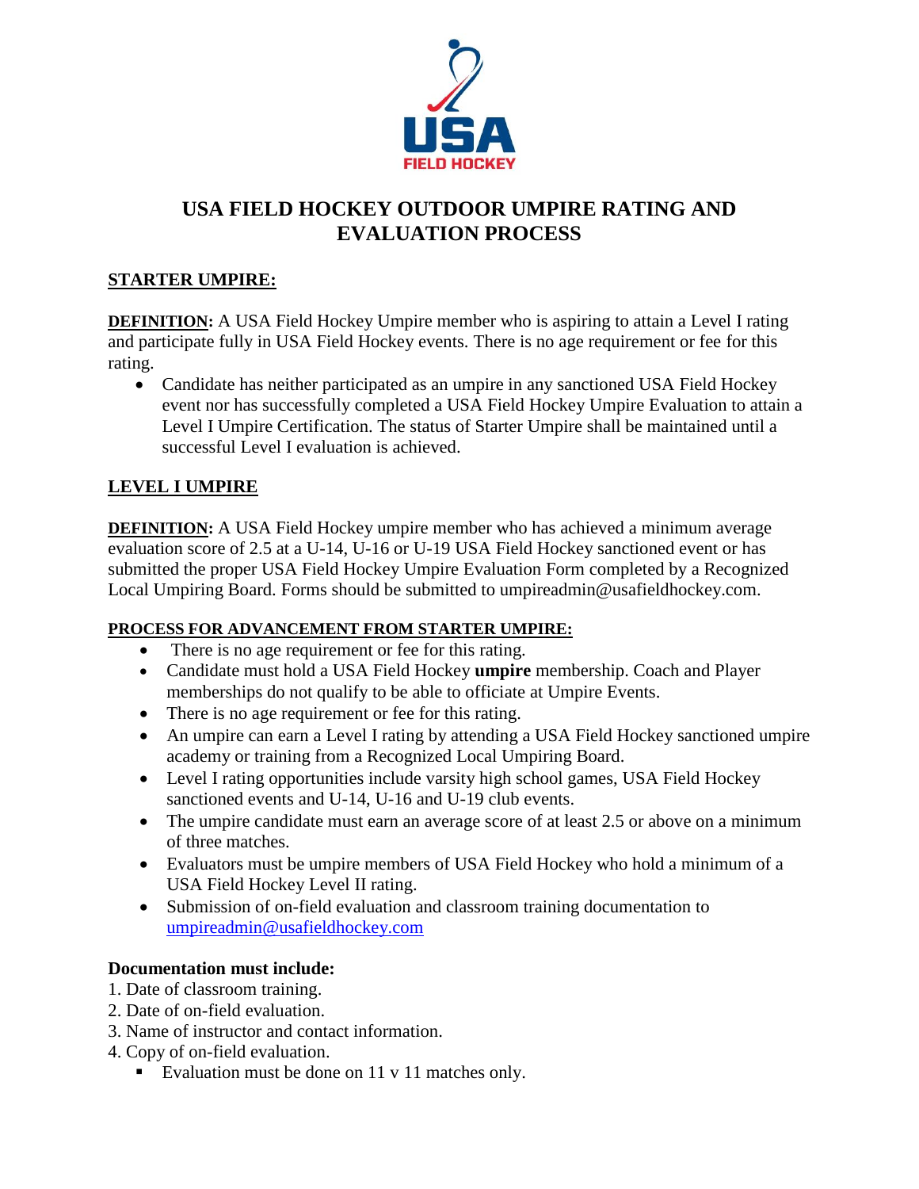# USA FIELD HOCKEY OUTDOOR UMPIRE RATING AND EVALUATION PROCESS

## STARTER UMPIRE:

**DEFINITION:** A USA Field Hockey Umpire member who is aspiring to attain a Level I rating and participate fully in USA Field Hockey events. There is no age requirement or fee for this rating.

- Candidate has neither participated as an umpire in any sanctioned USA Field Hockey event nor has successfully completed a USA Field Hockey Umpire Evaluation to attain a Level I Umpire Certification. The status of Starter Umpire shall be maintained until a successful Level I evaluation is achieved.

## LEVEL I UMPIRE

**DEFINITION:** A USA Field Hockey umpire member who has achieved a minimum average evaluation score of 2.5 at a U-14, U-16 or U-19 USA Field Hockey sanctioned event or has submitted the proper USA Field Hockey Umpire Evaluation Form completed by a Recognized Local Umpiring Board. Forms should be submitted to umpireadmin@usafieldhockey.com.

### PROCESS FOR ADVANCEMENT FROM STARTER UMPIRE:

- There is no age requirement or fee for this rating.
- Candidate must hold a USA Field Hockey **umpire** membership. Coach and Player memberships do not qualify to be able to officiate at Umpire Events.
- There is no age requirement or fee for this rating.
- An umpire can earn a Level I rating by attending a USA Field Hockey sanctioned umpire academy or training from a Recognized Local Umpiring Board.
- Level I rating opportunities include varsity high school games, USA Field Hockey sanctioned events and U-14, U-16 and U-19 club events.
- The umpire candidate must earn an average score of at least 2.5 or above on a minimum of three matches.
- Evaluators must be umpire members of USA Field Hockey who hold a minimum of a USA Field Hockey Level II rating.
- Submission of on-field evaluation and classroom training documentation to umpireadmin@usafieldhockey.com

**Documentation must include:**

1. Date of classroom training.
2. Date of on-field evaluation.
3. Name of instructor and contact information.
4. Copy of on-field evaluation.
   - Evaluation must be done on 11 v 11 matches only.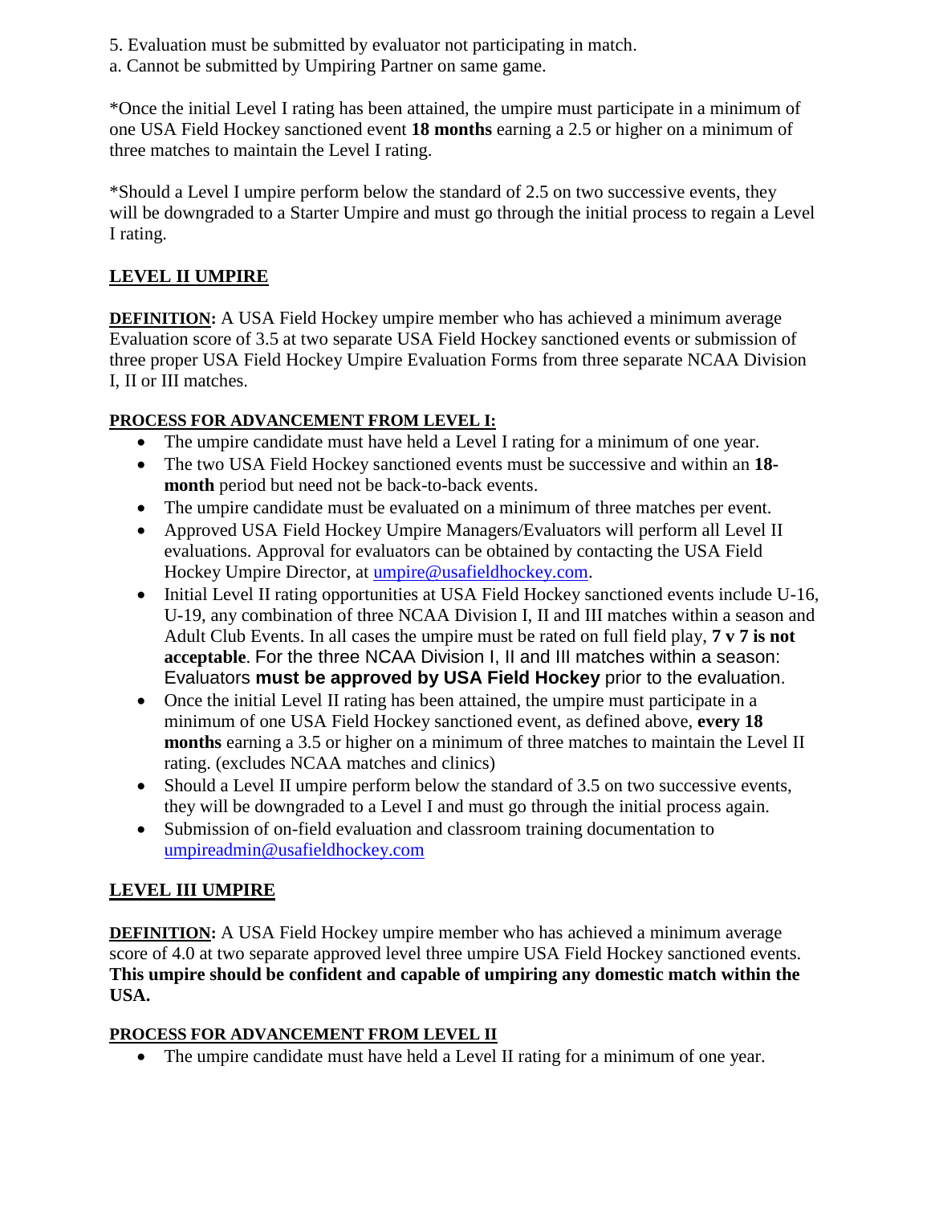5. Evaluation must be submitted by evaluator not participating in match.
a. Cannot be submitted by Umpiring Partner on same game.

*Once the initial Level I rating has been attained, the umpire must participate in a minimum of one USA Field Hockey sanctioned event **18 months** earning a 2.5 or higher on a minimum of three matches to maintain the Level I rating.

*Should a Level I umpire perform below the standard of 2.5 on two successive events, they will be downgraded to a Starter Umpire and must go through the initial process to regain a Level I rating.

## LEVEL II UMPIRE

**DEFINITION:** A USA Field Hockey umpire member who has achieved a minimum average Evaluation score of 3.5 at two separate USA Field Hockey sanctioned events or submission of three proper USA Field Hockey Umpire Evaluation Forms from three separate NCAA Division I, II or III matches.

### PROCESS FOR ADVANCEMENT FROM LEVEL I:

- The umpire candidate must have held a Level I rating for a minimum of one year.
- The two USA Field Hockey sanctioned events must be successive and within an **18-month** period but need not be back-to-back events.
- The umpire candidate must be evaluated on a minimum of three matches per event.
- Approved USA Field Hockey Umpire Managers/Evaluators will perform all Level II evaluations. Approval for evaluators can be obtained by contacting the USA Field Hockey Umpire Director, at umpire@usafieldhockey.com.
- Initial Level II rating opportunities at USA Field Hockey sanctioned events include U-16, U-19, any combination of three NCAA Division I, II and III matches within a season and Adult Club Events. In all cases the umpire must be rated on full field play, **7 v 7 is not acceptable**. For the three NCAA Division I, II and III matches within a season: Evaluators **must be approved by USA Field Hockey** prior to the evaluation.
- Once the initial Level II rating has been attained, the umpire must participate in a minimum of one USA Field Hockey sanctioned event, as defined above, **every 18 months** earning a 3.5 or higher on a minimum of three matches to maintain the Level II rating. (excludes NCAA matches and clinics)
- Should a Level II umpire perform below the standard of 3.5 on two successive events, they will be downgraded to a Level I and must go through the initial process again.
- Submission of on-field evaluation and classroom training documentation to umpireadmin@usafieldhockey.com

## LEVEL III UMPIRE

**DEFINITION:** A USA Field Hockey umpire member who has achieved a minimum average score of 4.0 at two separate approved level three umpire USA Field Hockey sanctioned events. **This umpire should be confident and capable of umpiring any domestic match within the USA.**

### PROCESS FOR ADVANCEMENT FROM LEVEL II

- The umpire candidate must have held a Level II rating for a minimum of one year.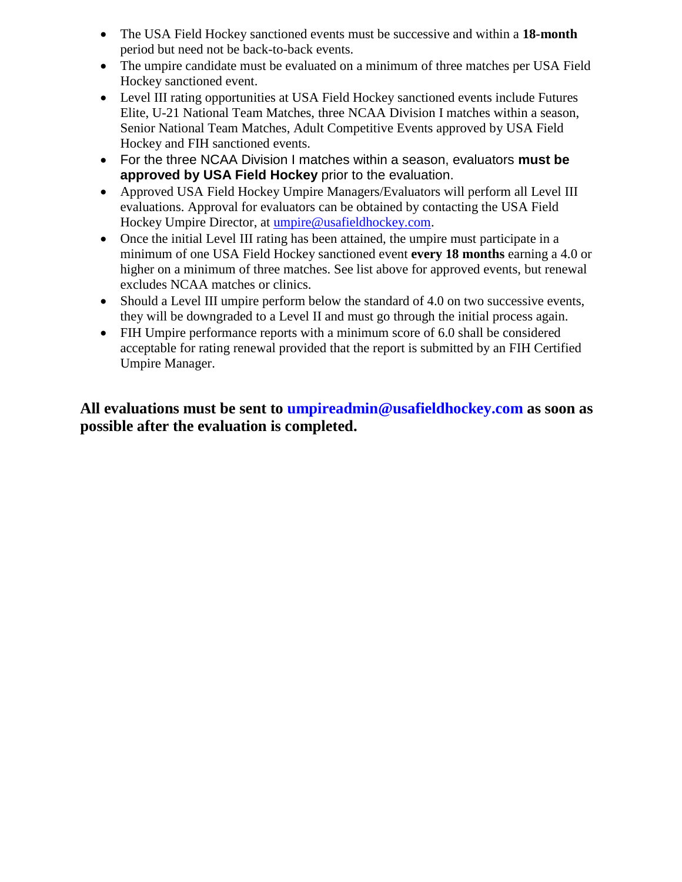- The USA Field Hockey sanctioned events must be successive and within a **18-month** period but need not be back-to-back events.
- The umpire candidate must be evaluated on a minimum of three matches per USA Field Hockey sanctioned event.
- Level III rating opportunities at USA Field Hockey sanctioned events include Futures Elite, U-21 National Team Matches, three NCAA Division I matches within a season, Senior National Team Matches, Adult Competitive Events approved by USA Field Hockey and FIH sanctioned events.
- For the three NCAA Division I matches within a season, evaluators **must be approved by USA Field Hockey** prior to the evaluation.
- Approved USA Field Hockey Umpire Managers/Evaluators will perform all Level III evaluations. Approval for evaluators can be obtained by contacting the USA Field Hockey Umpire Director, at umpire@usafieldhockey.com.
- Once the initial Level III rating has been attained, the umpire must participate in a minimum of one USA Field Hockey sanctioned event **every 18 months** earning a 4.0 or higher on a minimum of three matches. See list above for approved events, but renewal excludes NCAA matches or clinics.
- Should a Level III umpire perform below the standard of 4.0 on two successive events, they will be downgraded to a Level II and must go through the initial process again.
- FIH Umpire performance reports with a minimum score of 6.0 shall be considered acceptable for rating renewal provided that the report is submitted by an FIH Certified Umpire Manager.

**All evaluations must be sent to umpireadmin@usafieldhockey.com as soon as possible after the evaluation is completed.**